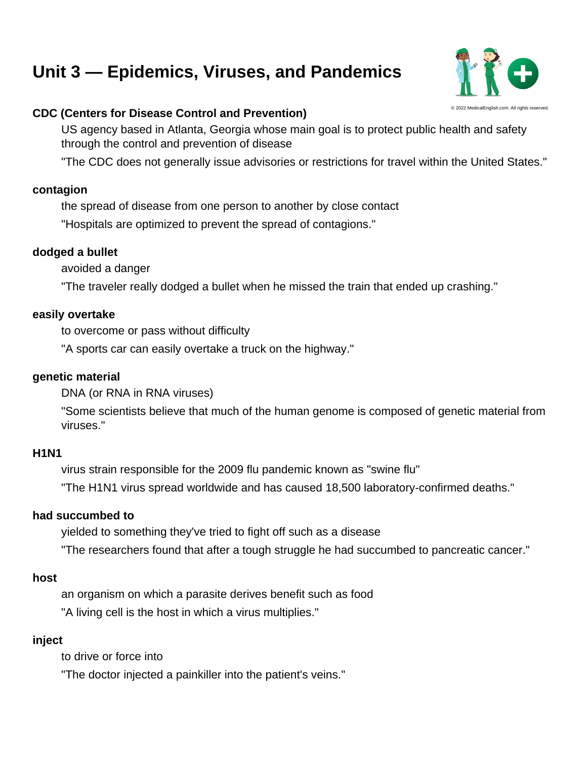# Unit 3 — Epidemics, Viruses, and Pandemics

© 2022 MedicalEnglish.com. All rights reserved.

**CDC (Centers for Disease Control and Prevention)**

US agency based in Atlanta, Georgia whose main goal is to protect public health and safety through the control and prevention of disease

"The CDC does not generally issue advisories or restrictions for travel within the United States."

**contagion**

the spread of disease from one person to another by close contact

"Hospitals are optimized to prevent the spread of contagions."

**dodged a bullet**

avoided a danger

"The traveler really dodged a bullet when he missed the train that ended up crashing."

**easily overtake**

to overcome or pass without difficulty

"A sports car can easily overtake a truck on the highway."

**genetic material**

DNA (or RNA in RNA viruses)

"Some scientists believe that much of the human genome is composed of genetic material from viruses."

**H1N1**

virus strain responsible for the 2009 flu pandemic known as "swine flu"

"The H1N1 virus spread worldwide and has caused 18,500 laboratory-confirmed deaths."

**had succumbed to**

yielded to something they've tried to fight off such as a disease

"The researchers found that after a tough struggle he had succumbed to pancreatic cancer."

**host**

an organism on which a parasite derives benefit such as food

"A living cell is the host in which a virus multiplies."

**inject**

to drive or force into

"The doctor injected a painkiller into the patient's veins."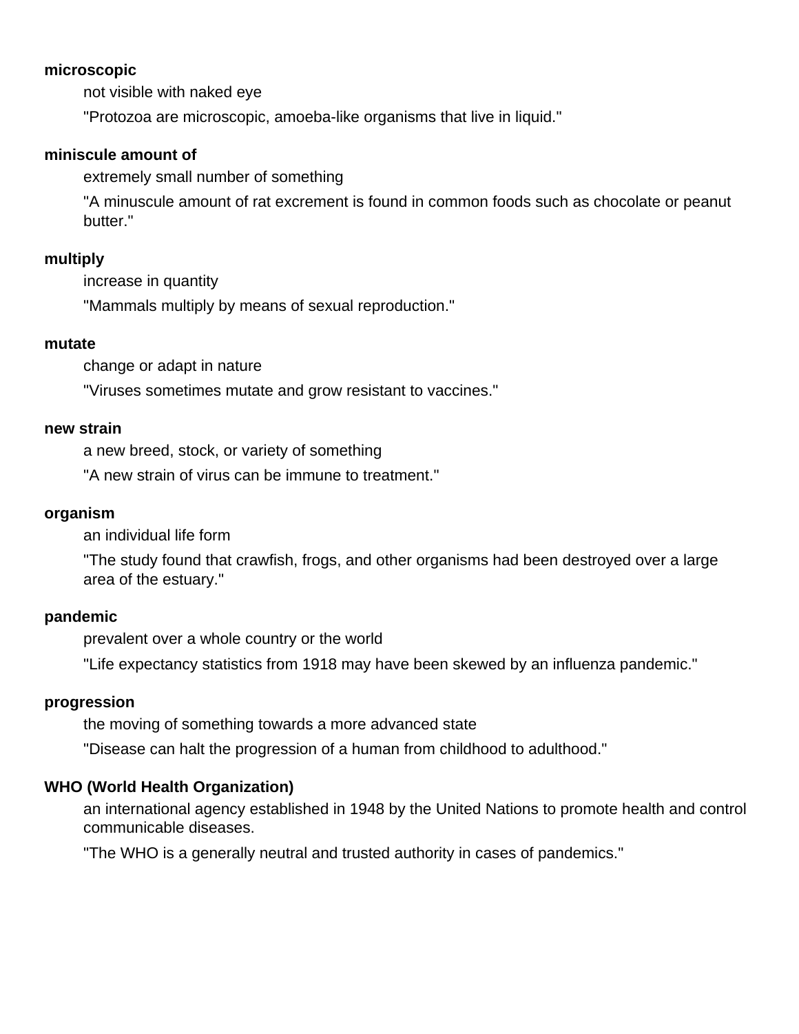**microscopic**

not visible with naked eye

"Protozoa are microscopic, amoeba-like organisms that live in liquid."

**miniscule amount of**

extremely small number of something

"A minuscule amount of rat excrement is found in common foods such as chocolate or peanut butter."

**multiply**

increase in quantity

"Mammals multiply by means of sexual reproduction."

**mutate**

change or adapt in nature

"Viruses sometimes mutate and grow resistant to vaccines."

**new strain**

a new breed, stock, or variety of something

"A new strain of virus can be immune to treatment."

**organism**

an individual life form

"The study found that crawfish, frogs, and other organisms had been destroyed over a large area of the estuary."

**pandemic**

prevalent over a whole country or the world

"Life expectancy statistics from 1918 may have been skewed by an influenza pandemic."

**progression**

the moving of something towards a more advanced state

"Disease can halt the progression of a human from childhood to adulthood."

**WHO (World Health Organization)**

an international agency established in 1948 by the United Nations to promote health and control communicable diseases.

"The WHO is a generally neutral and trusted authority in cases of pandemics."